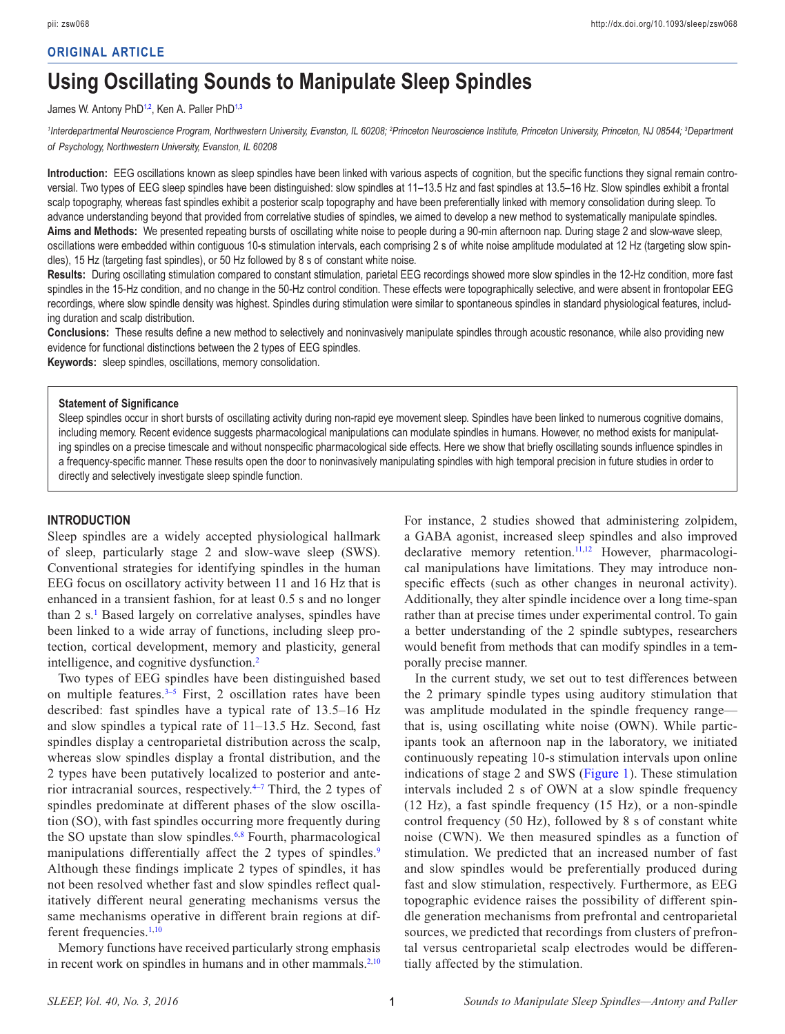ORIGINAL ARTICLE

# Using Oscillating Sounds to Manipulate Sleep Spindles

James W. Antony PhD[1,2], Ken A. Paller PhD[1,3]

[1]Interdepartmental Neuroscience Program, Northwestern University, Evanston, IL 60208; [2]Princeton Neuroscience Institute, Princeton University, Princeton, NJ 08544; [3]Department of Psychology, Northwestern University, Evanston, IL 60208

**Introduction:** EEG oscillations known as sleep spindles have been linked with various aspects of cognition, but the specific functions they signal remain controversial. Two types of EEG sleep spindles have been distinguished: slow spindles at 11–13.5 Hz and fast spindles at 13.5–16 Hz. Slow spindles exhibit a frontal scalp topography, whereas fast spindles exhibit a posterior scalp topography and have been preferentially linked with memory consolidation during sleep. To advance understanding beyond that provided from correlative studies of spindles, we aimed to develop a new method to systematically manipulate spindles.

**Aims and Methods:** We presented repeating bursts of oscillating white noise to people during a 90-min afternoon nap. During stage 2 and slow-wave sleep, oscillations were embedded within contiguous 10-s stimulation intervals, each comprising 2 s of white noise amplitude modulated at 12 Hz (targeting slow spindles), 15 Hz (targeting fast spindles), or 50 Hz followed by 8 s of constant white noise.

**Results:** During oscillating stimulation compared to constant stimulation, parietal EEG recordings showed more slow spindles in the 12-Hz condition, more fast spindles in the 15-Hz condition, and no change in the 50-Hz control condition. These effects were topographically selective, and were absent in frontopolar EEG recordings, where slow spindle density was highest. Spindles during stimulation were similar to spontaneous spindles in standard physiological features, including duration and scalp distribution.

**Conclusions:** These results define a new method to selectively and noninvasively manipulate spindles through acoustic resonance, while also providing new evidence for functional distinctions between the 2 types of EEG spindles.

**Keywords:** sleep spindles, oscillations, memory consolidation.

**Statement of Significance**

Sleep spindles occur in short bursts of oscillating activity during non-rapid eye movement sleep. Spindles have been linked to numerous cognitive domains, including memory. Recent evidence suggests pharmacological manipulations can modulate spindles in humans. However, no method exists for manipulating spindles on a precise timescale and without nonspecific pharmacological side effects. Here we show that briefly oscillating sounds influence spindles in a frequency-specific manner. These results open the door to noninvasively manipulating spindles with high temporal precision in future studies in order to directly and selectively investigate sleep spindle function.

## INTRODUCTION

Sleep spindles are a widely accepted physiological hallmark of sleep, particularly stage 2 and slow-wave sleep (SWS). Conventional strategies for identifying spindles in the human EEG focus on oscillatory activity between 11 and 16 Hz that is enhanced in a transient fashion, for at least 0.5 s and no longer than 2 s.[1] Based largely on correlative analyses, spindles have been linked to a wide array of functions, including sleep protection, cortical development, memory and plasticity, general intelligence, and cognitive dysfunction.[2]

Two types of EEG spindles have been distinguished based on multiple features.[3–5] First, 2 oscillation rates have been described: fast spindles have a typical rate of 13.5–16 Hz and slow spindles a typical rate of 11–13.5 Hz. Second, fast spindles display a centroparietal distribution across the scalp, whereas slow spindles display a frontal distribution, and the 2 types have been putatively localized to posterior and anterior intracranial sources, respectively.[4–7] Third, the 2 types of spindles predominate at different phases of the slow oscillation (SO), with fast spindles occurring more frequently during the SO upstate than slow spindles.[6,8] Fourth, pharmacological manipulations differentially affect the 2 types of spindles.[9] Although these findings implicate 2 types of spindles, it has not been resolved whether fast and slow spindles reflect qualitatively different neural generating mechanisms versus the same mechanisms operative in different brain regions at different frequencies.[1,10]

Memory functions have received particularly strong emphasis in recent work on spindles in humans and in other mammals.[2,10] For instance, 2 studies showed that administering zolpidem, a GABA agonist, increased sleep spindles and also improved declarative memory retention.[11,12] However, pharmacological manipulations have limitations. They may introduce nonspecific effects (such as other changes in neuronal activity). Additionally, they alter spindle incidence over a long time-span rather than at precise times under experimental control. To gain a better understanding of the 2 spindle subtypes, researchers would benefit from methods that can modify spindles in a temporally precise manner.

In the current study, we set out to test differences between the 2 primary spindle types using auditory stimulation that was amplitude modulated in the spindle frequency range—that is, using oscillating white noise (OWN). While participants took an afternoon nap in the laboratory, we initiated continuously repeating 10-s stimulation intervals upon online indications of stage 2 and SWS (Figure 1). These stimulation intervals included 2 s of OWN at a slow spindle frequency (12 Hz), a fast spindle frequency (15 Hz), or a non-spindle control frequency (50 Hz), followed by 8 s of constant white noise (CWN). We then measured spindles as a function of stimulation. We predicted that an increased number of fast and slow spindles would be preferentially produced during fast and slow stimulation, respectively. Furthermore, as EEG topographic evidence raises the possibility of different spindle generation mechanisms from prefrontal and centroparietal sources, we predicted that recordings from clusters of prefrontal versus centroparietal scalp electrodes would be differentially affected by the stimulation.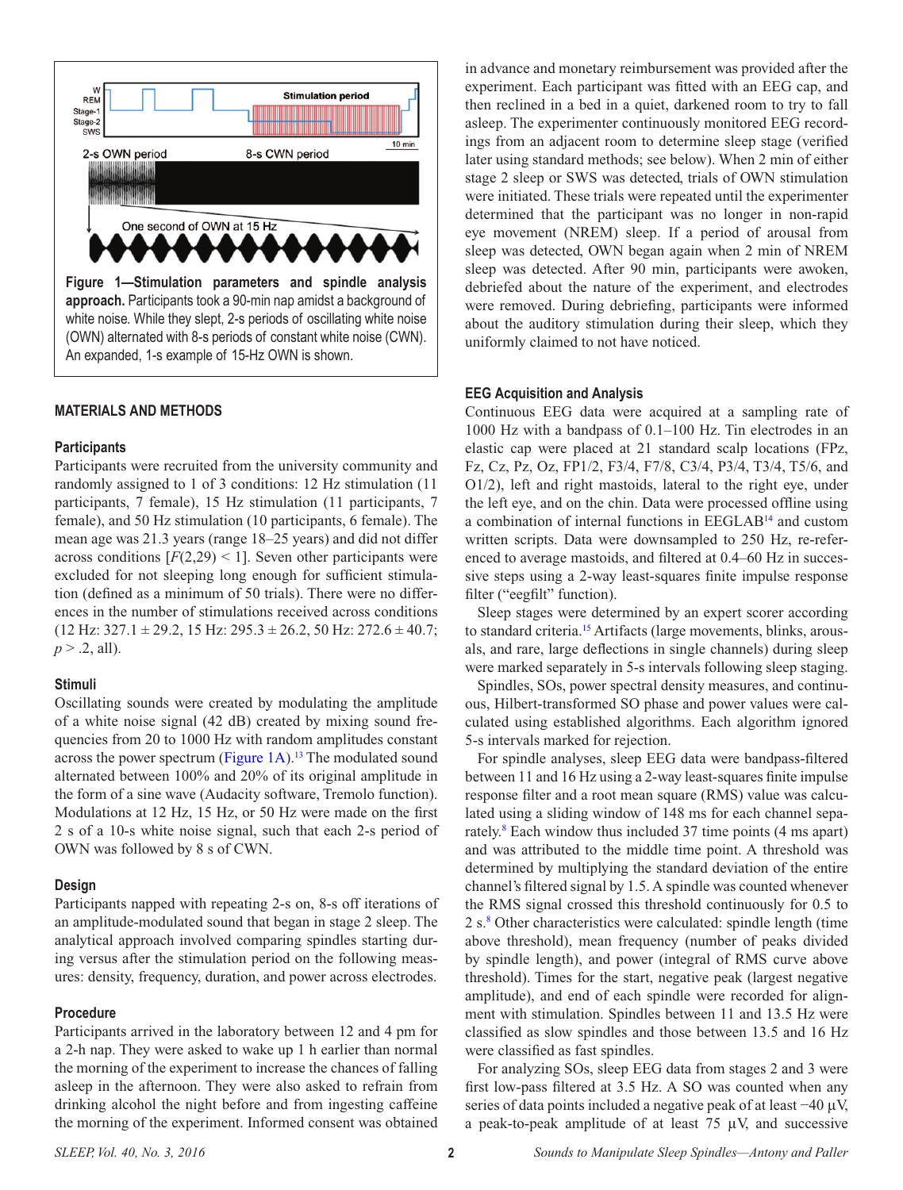**Figure 1—Stimulation parameters and spindle analysis approach.** Participants took a 90-min nap amidst a background of white noise. While they slept, 2-s periods of oscillating white noise (OWN) alternated with 8-s periods of constant white noise (CWN). An expanded, 1-s example of 15-Hz OWN is shown.

## MATERIALS AND METHODS

### Participants

Participants were recruited from the university community and randomly assigned to 1 of 3 conditions: 12 Hz stimulation (11 participants, 7 female), 15 Hz stimulation (11 participants, 7 female), and 50 Hz stimulation (10 participants, 6 female). The mean age was 21.3 years (range 18–25 years) and did not differ across conditions [$F(2,29) < 1$]. Seven other participants were excluded for not sleeping long enough for sufficient stimulation (defined as a minimum of 50 trials). There were no differences in the number of stimulations received across conditions (12 Hz: 327.1 ± 29.2, 15 Hz: 295.3 ± 26.2, 50 Hz: 272.6 ± 40.7; $p > .2$, all).

### Stimuli

Oscillating sounds were created by modulating the amplitude of a white noise signal (42 dB) created by mixing sound frequencies from 20 to 1000 Hz with random amplitudes constant across the power spectrum (Figure 1A).[13] The modulated sound alternated between 100% and 20% of its original amplitude in the form of a sine wave (Audacity software, Tremolo function). Modulations at 12 Hz, 15 Hz, or 50 Hz were made on the first 2 s of a 10-s white noise signal, such that each 2-s period of OWN was followed by 8 s of CWN.

### Design

Participants napped with repeating 2-s on, 8-s off iterations of an amplitude-modulated sound that began in stage 2 sleep. The analytical approach involved comparing spindles starting during versus after the stimulation period on the following measures: density, frequency, duration, and power across electrodes.

### Procedure

Participants arrived in the laboratory between 12 and 4 pm for a 2-h nap. They were asked to wake up 1 h earlier than normal the morning of the experiment to increase the chances of falling asleep in the afternoon. They were also asked to refrain from drinking alcohol the night before and from ingesting caffeine the morning of the experiment. Informed consent was obtained in advance and monetary reimbursement was provided after the experiment. Each participant was fitted with an EEG cap, and then reclined in a bed in a quiet, darkened room to try to fall asleep. The experimenter continuously monitored EEG recordings from an adjacent room to determine sleep stage (verified later using standard methods; see below). When 2 min of either stage 2 sleep or SWS was detected, trials of OWN stimulation were initiated. These trials were repeated until the experimenter determined that the participant was no longer in non-rapid eye movement (NREM) sleep. If a period of arousal from sleep was detected, OWN began again when 2 min of NREM sleep was detected. After 90 min, participants were awoken, debriefed about the nature of the experiment, and electrodes were removed. During debriefing, participants were informed about the auditory stimulation during their sleep, which they uniformly claimed to not have noticed.

### EEG Acquisition and Analysis

Continuous EEG data were acquired at a sampling rate of 1000 Hz with a bandpass of 0.1–100 Hz. Tin electrodes in an elastic cap were placed at 21 standard scalp locations (FPz, Fz, Cz, Pz, Oz, FP1/2, F3/4, F7/8, C3/4, P3/4, T3/4, T5/6, and O1/2), left and right mastoids, lateral to the right eye, under the left eye, and on the chin. Data were processed offline using a combination of internal functions in EEGLAB[14] and custom written scripts. Data were downsampled to 250 Hz, re-referenced to average mastoids, and filtered at 0.4–60 Hz in successive steps using a 2-way least-squares finite impulse response filter ("eegfilt" function).

Sleep stages were determined by an expert scorer according to standard criteria.[15] Artifacts (large movements, blinks, arousals, and rare, large deflections in single channels) during sleep were marked separately in 5-s intervals following sleep staging.

Spindles, SOs, power spectral density measures, and continuous, Hilbert-transformed SO phase and power values were calculated using established algorithms. Each algorithm ignored 5-s intervals marked for rejection.

For spindle analyses, sleep EEG data were bandpass-filtered between 11 and 16 Hz using a 2-way least-squares finite impulse response filter and a root mean square (RMS) value was calculated using a sliding window of 148 ms for each channel separately.[8] Each window thus included 37 time points (4 ms apart) and was attributed to the middle time point. A threshold was determined by multiplying the standard deviation of the entire channel's filtered signal by 1.5. A spindle was counted whenever the RMS signal crossed this threshold continuously for 0.5 to 2 s.[8] Other characteristics were calculated: spindle length (time above threshold), mean frequency (number of peaks divided by spindle length), and power (integral of RMS curve above threshold). Times for the start, negative peak (largest negative amplitude), and end of each spindle were recorded for alignment with stimulation. Spindles between 11 and 13.5 Hz were classified as slow spindles and those between 13.5 and 16 Hz were classified as fast spindles.

For analyzing SOs, sleep EEG data from stages 2 and 3 were first low-pass filtered at 3.5 Hz. A SO was counted when any series of data points included a negative peak of at least −40 µV, a peak-to-peak amplitude of at least 75 µV, and successive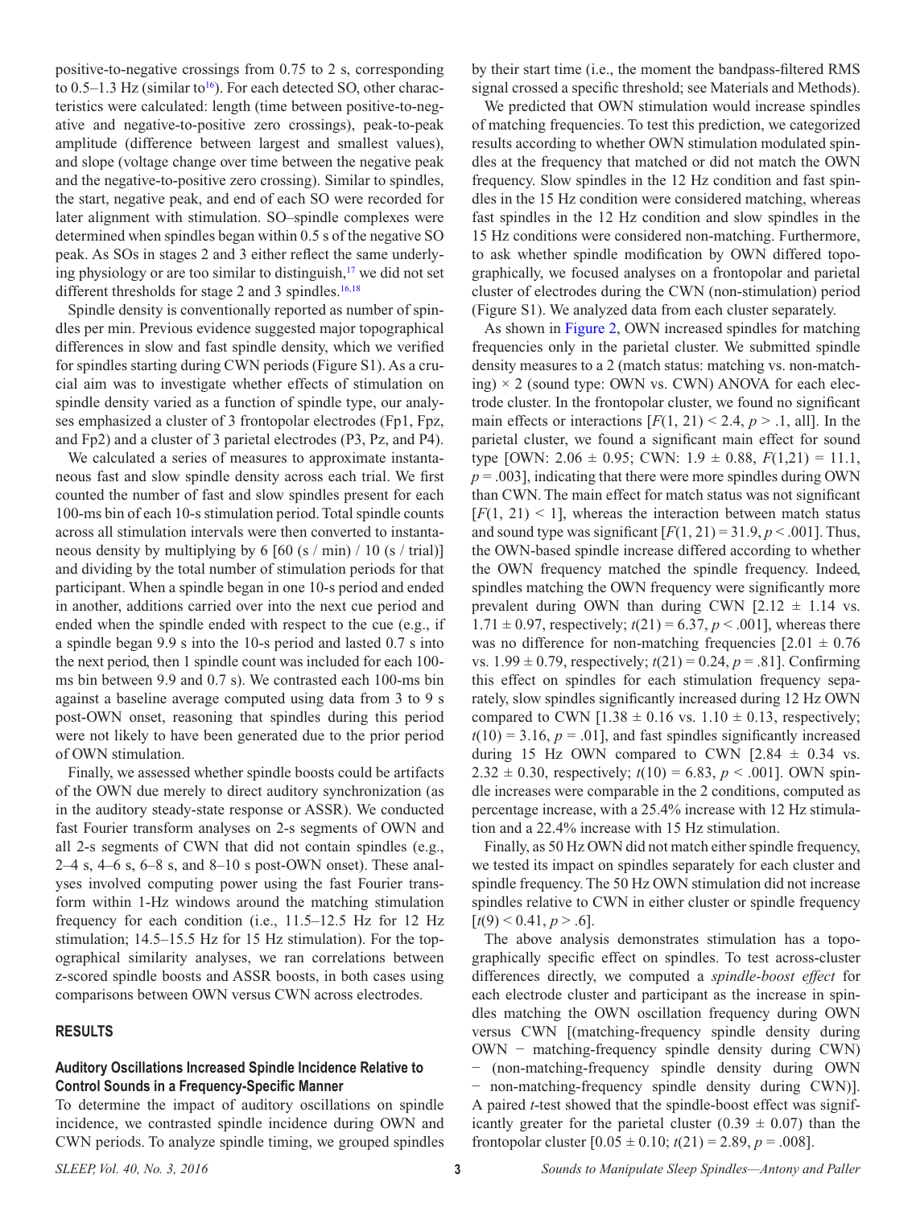positive-to-negative crossings from 0.75 to 2 s, corresponding to 0.5–1.3 Hz (similar to[16]). For each detected SO, other characteristics were calculated: length (time between positive-to-negative and negative-to-positive zero crossings), peak-to-peak amplitude (difference between largest and smallest values), and slope (voltage change over time between the negative peak and the negative-to-positive zero crossing). Similar to spindles, the start, negative peak, and end of each SO were recorded for later alignment with stimulation. SO–spindle complexes were determined when spindles began within 0.5 s of the negative SO peak. As SOs in stages 2 and 3 either reflect the same underlying physiology or are too similar to distinguish,[17] we did not set different thresholds for stage 2 and 3 spindles.[16,18]

Spindle density is conventionally reported as number of spindles per min. Previous evidence suggested major topographical differences in slow and fast spindle density, which we verified for spindles starting during CWN periods (Figure S1). As a crucial aim was to investigate whether effects of stimulation on spindle density varied as a function of spindle type, our analyses emphasized a cluster of 3 frontopolar electrodes (Fp1, Fpz, and Fp2) and a cluster of 3 parietal electrodes (P3, Pz, and P4).

We calculated a series of measures to approximate instantaneous fast and slow spindle density across each trial. We first counted the number of fast and slow spindles present for each 100-ms bin of each 10-s stimulation period. Total spindle counts across all stimulation intervals were then converted to instantaneous density by multiplying by 6 [60 (s / min) / 10 (s / trial)] and dividing by the total number of stimulation periods for that participant. When a spindle began in one 10-s period and ended in another, additions carried over into the next cue period and ended when the spindle ended with respect to the cue (e.g., if a spindle began 9.9 s into the 10-s period and lasted 0.7 s into the next period, then 1 spindle count was included for each 100-ms bin between 9.9 and 0.7 s). We contrasted each 100-ms bin against a baseline average computed using data from 3 to 9 s post-OWN onset, reasoning that spindles during this period were not likely to have been generated due to the prior period of OWN stimulation.

Finally, we assessed whether spindle boosts could be artifacts of the OWN due merely to direct auditory synchronization (as in the auditory steady-state response or ASSR). We conducted fast Fourier transform analyses on 2-s segments of OWN and all 2-s segments of CWN that did not contain spindles (e.g., 2–4 s, 4–6 s, 6–8 s, and 8–10 s post-OWN onset). These analyses involved computing power using the fast Fourier transform within 1-Hz windows around the matching stimulation frequency for each condition (i.e., 11.5–12.5 Hz for 12 Hz stimulation; 14.5–15.5 Hz for 15 Hz stimulation). For the topographical similarity analyses, we ran correlations between z-scored spindle boosts and ASSR boosts, in both cases using comparisons between OWN versus CWN across electrodes.

## RESULTS

### Auditory Oscillations Increased Spindle Incidence Relative to Control Sounds in a Frequency-Specific Manner

To determine the impact of auditory oscillations on spindle incidence, we contrasted spindle incidence during OWN and CWN periods. To analyze spindle timing, we grouped spindles by their start time (i.e., the moment the bandpass-filtered RMS signal crossed a specific threshold; see Materials and Methods).

We predicted that OWN stimulation would increase spindles of matching frequencies. To test this prediction, we categorized results according to whether OWN stimulation modulated spindles at the frequency that matched or did not match the OWN frequency. Slow spindles in the 12 Hz condition and fast spindles in the 15 Hz condition were considered matching, whereas fast spindles in the 12 Hz condition and slow spindles in the 15 Hz conditions were considered non-matching. Furthermore, to ask whether spindle modification by OWN differed topographically, we focused analyses on a frontopolar and parietal cluster of electrodes during the CWN (non-stimulation) period (Figure S1). We analyzed data from each cluster separately.

As shown in Figure 2, OWN increased spindles for matching frequencies only in the parietal cluster. We submitted spindle density measures to a 2 (match status: matching vs. non-matching) × 2 (sound type: OWN vs. CWN) ANOVA for each electrode cluster. In the frontopolar cluster, we found no significant main effects or interactions [$F(1, 21) < 2.4$, $p > .1$, all]. In the parietal cluster, we found a significant main effect for sound type [OWN: 2.06 ± 0.95; CWN: 1.9 ± 0.88, $F(1,21) = 11.1$, $p = .003$], indicating that there were more spindles during OWN than CWN. The main effect for match status was not significant [$F(1, 21) < 1$], whereas the interaction between match status and sound type was significant [$F(1, 21) = 31.9$, $p < .001$]. Thus, the OWN-based spindle increase differed according to whether the OWN frequency matched the spindle frequency. Indeed, spindles matching the OWN frequency were significantly more prevalent during OWN than during CWN [2.12 ± 1.14 vs. 1.71 ± 0.97, respectively; $t(21) = 6.37$, $p < .001$], whereas there was no difference for non-matching frequencies [2.01 ± 0.76 vs. 1.99 ± 0.79, respectively; $t(21) = 0.24$, $p = .81$]. Confirming this effect on spindles for each stimulation frequency separately, slow spindles significantly increased during 12 Hz OWN compared to CWN [1.38 ± 0.16 vs. 1.10 ± 0.13, respectively; $t(10) = 3.16$, $p = .01$], and fast spindles significantly increased during 15 Hz OWN compared to CWN [2.84 ± 0.34 vs. 2.32 ± 0.30, respectively; $t(10) = 6.83$, $p < .001$]. OWN spindle increases were comparable in the 2 conditions, computed as percentage increase, with a 25.4% increase with 12 Hz stimulation and a 22.4% increase with 15 Hz stimulation.

Finally, as 50 Hz OWN did not match either spindle frequency, we tested its impact on spindles separately for each cluster and spindle frequency. The 50 Hz OWN stimulation did not increase spindles relative to CWN in either cluster or spindle frequency [$t(9) < 0.41$, $p > .6$].

The above analysis demonstrates stimulation has a topographically specific effect on spindles. To test across-cluster differences directly, we computed a *spindle-boost effect* for each electrode cluster and participant as the increase in spindles matching the OWN oscillation frequency during OWN versus CWN [(matching-frequency spindle density during OWN − matching-frequency spindle density during CWN) − (non-matching-frequency spindle density during OWN − non-matching-frequency spindle density during CWN)]. A paired *t*-test showed that the spindle-boost effect was significantly greater for the parietal cluster (0.39 ± 0.07) than the frontopolar cluster [0.05 ± 0.10; $t(21) = 2.89$, $p = .008$].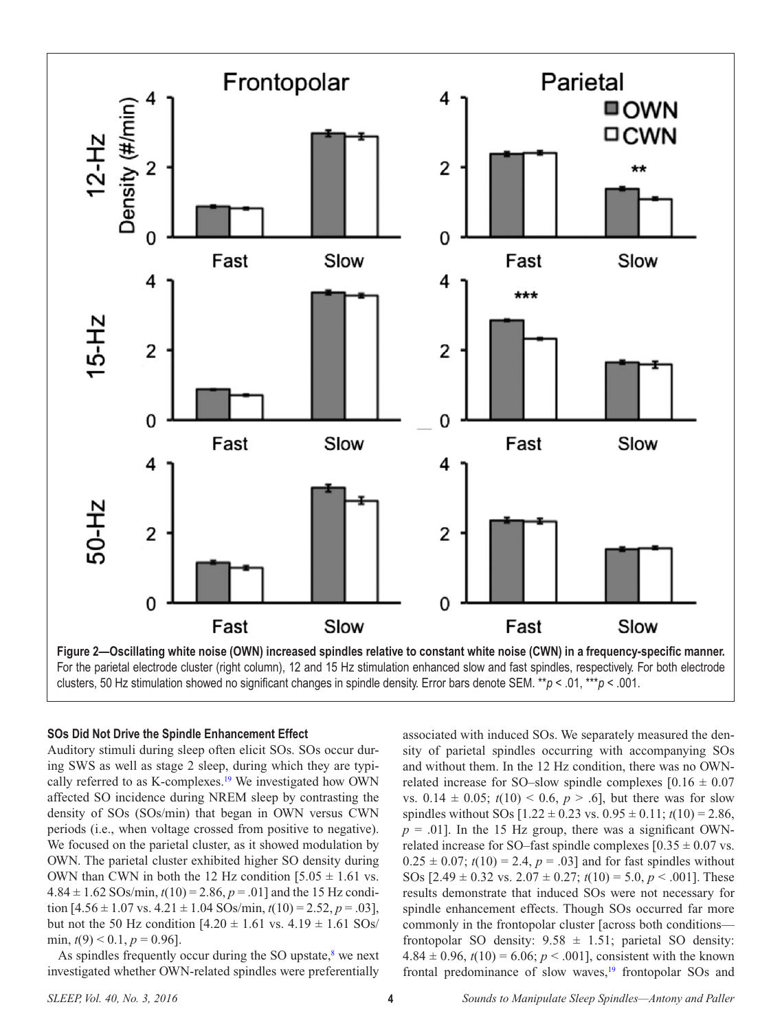**Figure 2—Oscillating white noise (OWN) increased spindles relative to constant white noise (CWN) in a frequency-specific manner.** For the parietal electrode cluster (right column), 12 and 15 Hz stimulation enhanced slow and fast spindles, respectively. For both electrode clusters, 50 Hz stimulation showed no significant changes in spindle density. Error bars denote SEM. ** $p < .01$, *** $p < .001$.

### SOs Did Not Drive the Spindle Enhancement Effect

Auditory stimuli during sleep often elicit SOs. SOs occur during SWS as well as stage 2 sleep, during which they are typically referred to as K-complexes.[19] We investigated how OWN affected SO incidence during NREM sleep by contrasting the density of SOs (SOs/min) that began in OWN versus CWN periods (i.e., when voltage crossed from positive to negative). We focused on the parietal cluster, as it showed modulation by OWN. The parietal cluster exhibited higher SO density during OWN than CWN in both the 12 Hz condition [$5.05 \pm 1.61$ vs. $4.84 \pm 1.62$ SOs/min, $t(10) = 2.86$, $p = .01$] and the 15 Hz condition [$4.56 \pm 1.07$ vs. $4.21 \pm 1.04$ SOs/min, $t(10) = 2.52$, $p = .03$], but not the 50 Hz condition [$4.20 \pm 1.61$ vs. $4.19 \pm 1.61$ SOs/min, $t(9) < 0.1$, $p = 0.96$].

As spindles frequently occur during the SO upstate,[8] we next investigated whether OWN-related spindles were preferentially associated with induced SOs. We separately measured the density of parietal spindles occurring with accompanying SOs and without them. In the 12 Hz condition, there was no OWN-related increase for SO–slow spindle complexes [$0.16 \pm 0.07$ vs. $0.14 \pm 0.05$; $t(10) < 0.6$, $p > .6$], but there was for slow spindles without SOs [$1.22 \pm 0.23$ vs. $0.95 \pm 0.11$; $t(10) = 2.86$, $p = .01$]. In the 15 Hz group, there was a significant OWN-related increase for SO–fast spindle complexes [$0.35 \pm 0.07$ vs. $0.25 \pm 0.07$; $t(10) = 2.4$, $p = .03$] and for fast spindles without SOs [$2.49 \pm 0.32$ vs. $2.07 \pm 0.27$; $t(10) = 5.0$, $p < .001$]. These results demonstrate that induced SOs were not necessary for spindle enhancement effects. Though SOs occurred far more commonly in the frontopolar cluster [across both conditions—frontopolar SO density: $9.58 \pm 1.51$; parietal SO density: $4.84 \pm 0.96$, $t(10) = 6.06$; $p < .001$], consistent with the known frontal predominance of slow waves,[19] frontopolar SOs and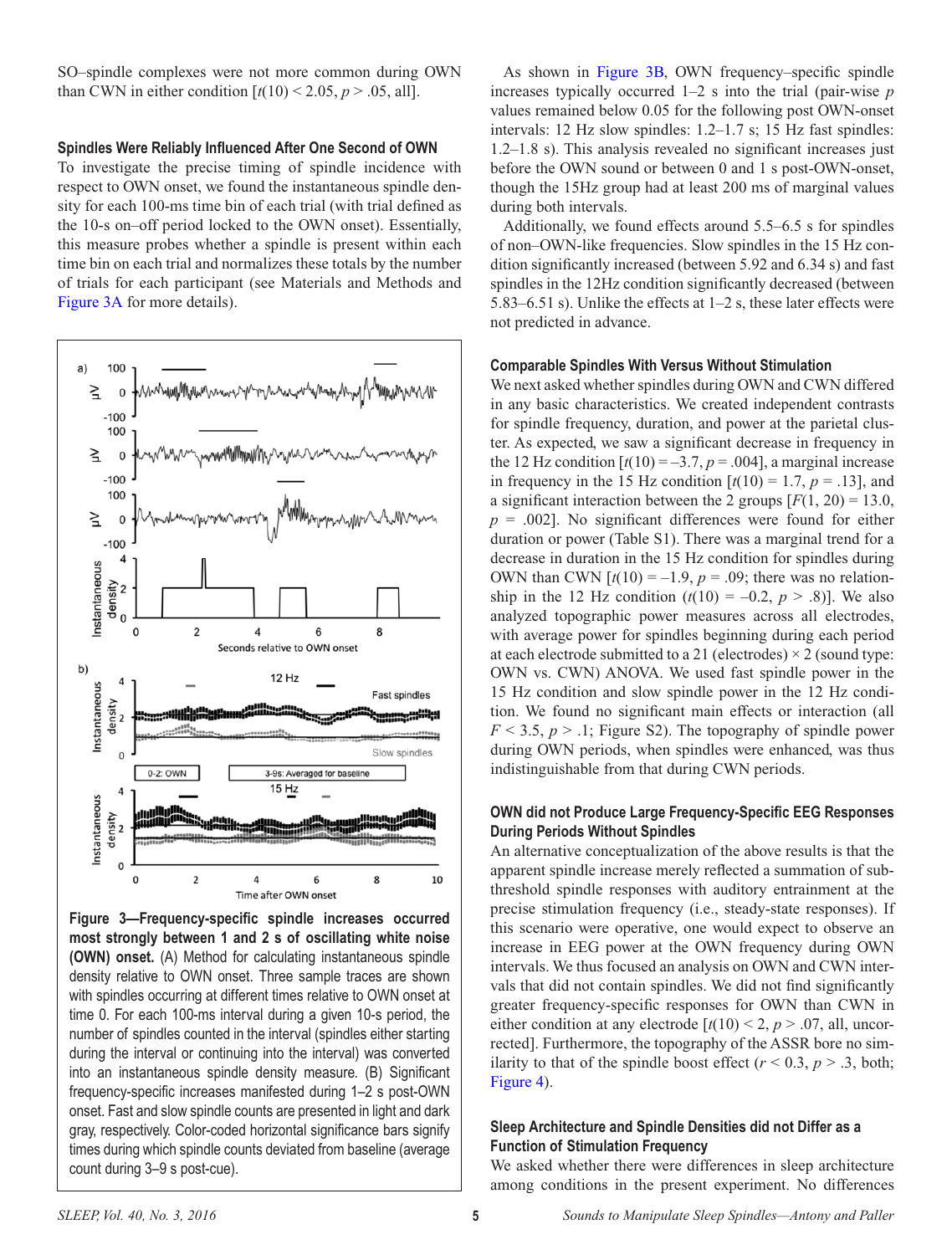SO–spindle complexes were not more common during OWN than CWN in either condition [$t(10) < 2.05$, $p > .05$, all].

### Spindles Were Reliably Influenced After One Second of OWN

To investigate the precise timing of spindle incidence with respect to OWN onset, we found the instantaneous spindle density for each 100-ms time bin of each trial (with trial defined as the 10-s on–off period locked to the OWN onset). Essentially, this measure probes whether a spindle is present within each time bin on each trial and normalizes these totals by the number of trials for each participant (see Materials and Methods and Figure 3A for more details).

**Figure 3—Frequency-specific spindle increases occurred most strongly between 1 and 2 s of oscillating white noise (OWN) onset.** (A) Method for calculating instantaneous spindle density relative to OWN onset. Three sample traces are shown with spindles occurring at different times relative to OWN onset at time 0. For each 100-ms interval during a given 10-s period, the number of spindles counted in the interval (spindles either starting during the interval or continuing into the interval) was converted into an instantaneous spindle density measure. (B) Significant frequency-specific increases manifested during 1–2 s post-OWN onset. Fast and slow spindle counts are presented in light and dark gray, respectively. Color-coded horizontal significance bars signify times during which spindle counts deviated from baseline (average count during 3–9 s post-cue).

As shown in Figure 3B, OWN frequency–specific spindle increases typically occurred 1–2 s into the trial (pair-wise $p$ values remained below 0.05 for the following post OWN-onset intervals: 12 Hz slow spindles: 1.2–1.7 s; 15 Hz fast spindles: 1.2–1.8 s). This analysis revealed no significant increases just before the OWN sound or between 0 and 1 s post-OWN-onset, though the 15Hz group had at least 200 ms of marginal values during both intervals.

Additionally, we found effects around 5.5–6.5 s for spindles of non–OWN-like frequencies. Slow spindles in the 15 Hz condition significantly increased (between 5.92 and 6.34 s) and fast spindles in the 12Hz condition significantly decreased (between 5.83–6.51 s). Unlike the effects at 1–2 s, these later effects were not predicted in advance.

### Comparable Spindles With Versus Without Stimulation

We next asked whether spindles during OWN and CWN differed in any basic characteristics. We created independent contrasts for spindle frequency, duration, and power at the parietal cluster. As expected, we saw a significant decrease in frequency in the 12 Hz condition [$t(10) = -3.7$, $p = .004$], a marginal increase in frequency in the 15 Hz condition [$t(10) = 1.7$, $p = .13$], and a significant interaction between the 2 groups [$F(1, 20) = 13.0$, $p = .002$]. No significant differences were found for either duration or power (Table S1). There was a marginal trend for a decrease in duration in the 15 Hz condition for spindles during OWN than CWN [$t(10) = -1.9$, $p = .09$; there was no relationship in the 12 Hz condition ($t(10) = -0.2$, $p > .8$)]. We also analyzed topographic power measures across all electrodes, with average power for spindles beginning during each period at each electrode submitted to a 21 (electrodes) × 2 (sound type: OWN vs. CWN) ANOVA. We used fast spindle power in the 15 Hz condition and slow spindle power in the 12 Hz condition. We found no significant main effects or interaction (all $F < 3.5$, $p > .1$; Figure S2). The topography of spindle power during OWN periods, when spindles were enhanced, was thus indistinguishable from that during CWN periods.

### OWN did not Produce Large Frequency-Specific EEG Responses During Periods Without Spindles

An alternative conceptualization of the above results is that the apparent spindle increase merely reflected a summation of subthreshold spindle responses with auditory entrainment at the precise stimulation frequency (i.e., steady-state responses). If this scenario were operative, one would expect to observe an increase in EEG power at the OWN frequency during OWN intervals. We thus focused an analysis on OWN and CWN intervals that did not contain spindles. We did not find significantly greater frequency-specific responses for OWN than CWN in either condition at any electrode [$t(10) < 2$, $p > .07$, all, uncorrected]. Furthermore, the topography of the ASSR bore no similarity to that of the spindle boost effect ($r < 0.3$, $p > .3$, both; Figure 4).

### Sleep Architecture and Spindle Densities did not Differ as a Function of Stimulation Frequency

We asked whether there were differences in sleep architecture among conditions in the present experiment. No differences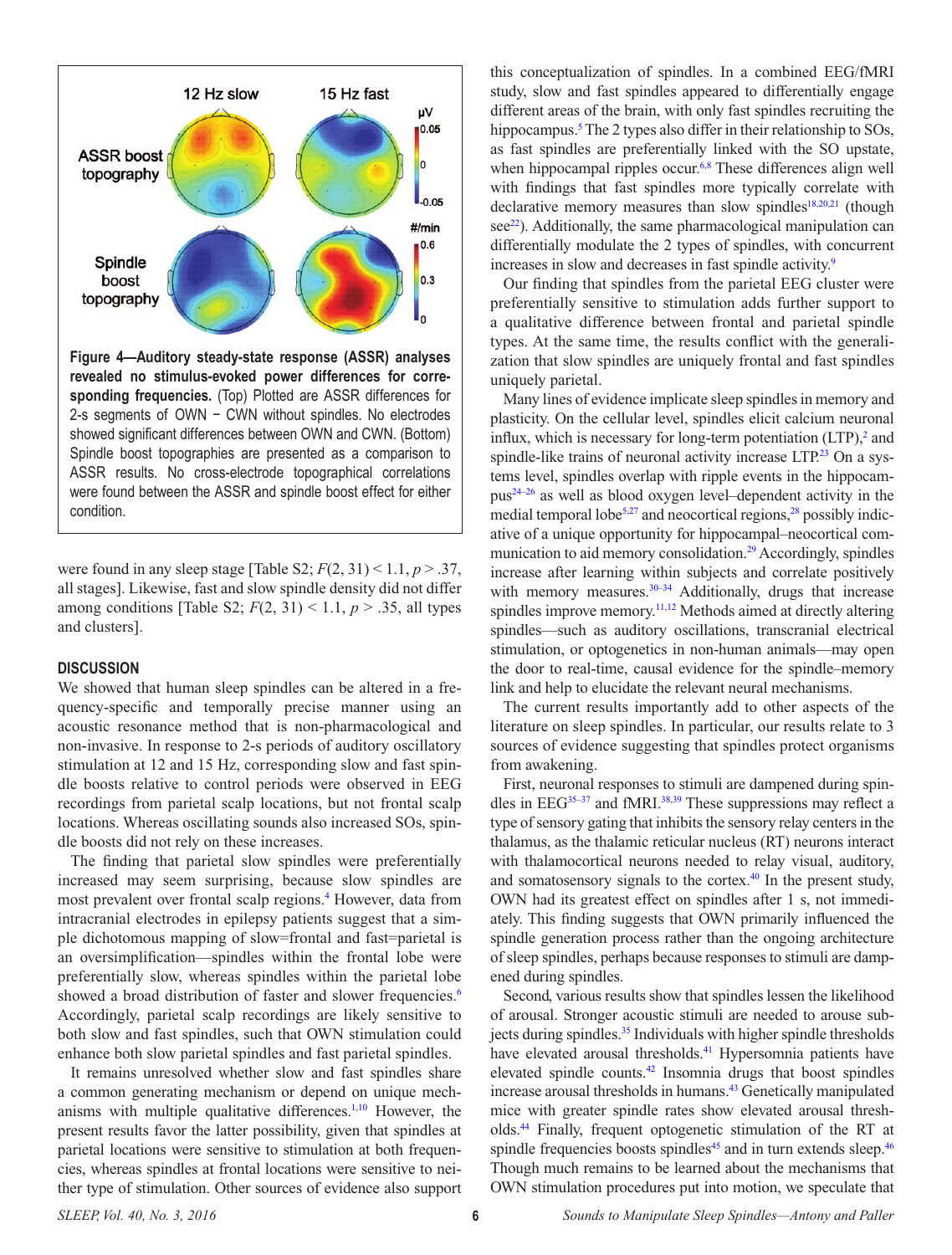**Figure 4—Auditory steady-state response (ASSR) analyses revealed no stimulus-evoked power differences for corresponding frequencies.** (Top) Plotted are ASSR differences for 2-s segments of OWN − CWN without spindles. No electrodes showed significant differences between OWN and CWN. (Bottom) Spindle boost topographies are presented as a comparison to ASSR results. No cross-electrode topographical correlations were found between the ASSR and spindle boost effect for either condition.

were found in any sleep stage [Table S2; $F(2, 31) < 1.1$, $p > .37$, all stages]. Likewise, fast and slow spindle density did not differ among conditions [Table S2; $F(2, 31) < 1.1$, $p > .35$, all types and clusters].

## DISCUSSION

We showed that human sleep spindles can be altered in a frequency-specific and temporally precise manner using an acoustic resonance method that is non-pharmacological and non-invasive. In response to 2-s periods of auditory oscillatory stimulation at 12 and 15 Hz, corresponding slow and fast spindle boosts relative to control periods were observed in EEG recordings from parietal scalp locations, but not frontal scalp locations. Whereas oscillating sounds also increased SOs, spindle boosts did not rely on these increases.

The finding that parietal slow spindles were preferentially increased may seem surprising, because slow spindles are most prevalent over frontal scalp regions.[4] However, data from intracranial electrodes in epilepsy patients suggest that a simple dichotomous mapping of slow=frontal and fast=parietal is an oversimplification—spindles within the frontal lobe were preferentially slow, whereas spindles within the parietal lobe showed a broad distribution of faster and slower frequencies.[6] Accordingly, parietal scalp recordings are likely sensitive to both slow and fast spindles, such that OWN stimulation could enhance both slow parietal spindles and fast parietal spindles.

It remains unresolved whether slow and fast spindles share a common generating mechanism or depend on unique mechanisms with multiple qualitative differences.[1,10] However, the present results favor the latter possibility, given that spindles at parietal locations were sensitive to stimulation at both frequencies, whereas spindles at frontal locations were sensitive to neither type of stimulation. Other sources of evidence also support this conceptualization of spindles. In a combined EEG/fMRI study, slow and fast spindles appeared to differentially engage different areas of the brain, with only fast spindles recruiting the hippocampus.[5] The 2 types also differ in their relationship to SOs, as fast spindles are preferentially linked with the SO upstate, when hippocampal ripples occur.[6,8] These differences align well with findings that fast spindles more typically correlate with declarative memory measures than slow spindles[18,20,21] (though see[22]). Additionally, the same pharmacological manipulation can differentially modulate the 2 types of spindles, with concurrent increases in slow and decreases in fast spindle activity.[9]

Our finding that spindles from the parietal EEG cluster were preferentially sensitive to stimulation adds further support to a qualitative difference between frontal and parietal spindle types. At the same time, the results conflict with the generalization that slow spindles are uniquely frontal and fast spindles uniquely parietal.

Many lines of evidence implicate sleep spindles in memory and plasticity. On the cellular level, spindles elicit calcium neuronal influx, which is necessary for long-term potentiation (LTP),[2] and spindle-like trains of neuronal activity increase LTP.[23] On a systems level, spindles overlap with ripple events in the hippocampus[24–26] as well as blood oxygen level–dependent activity in the medial temporal lobe[5,27] and neocortical regions,[28] possibly indicative of a unique opportunity for hippocampal–neocortical communication to aid memory consolidation.[29] Accordingly, spindles increase after learning within subjects and correlate positively with memory measures.[30–34] Additionally, drugs that increase spindles improve memory.[11,12] Methods aimed at directly altering spindles—such as auditory oscillations, transcranial electrical stimulation, or optogenetics in non-human animals—may open the door to real-time, causal evidence for the spindle–memory link and help to elucidate the relevant neural mechanisms.

The current results importantly add to other aspects of the literature on sleep spindles. In particular, our results relate to 3 sources of evidence suggesting that spindles protect organisms from awakening.

First, neuronal responses to stimuli are dampened during spindles in EEG[35–37] and fMRI.[38,39] These suppressions may reflect a type of sensory gating that inhibits the sensory relay centers in the thalamus, as the thalamic reticular nucleus (RT) neurons interact with thalamocortical neurons needed to relay visual, auditory, and somatosensory signals to the cortex.[40] In the present study, OWN had its greatest effect on spindles after 1 s, not immediately. This finding suggests that OWN primarily influenced the spindle generation process rather than the ongoing architecture of sleep spindles, perhaps because responses to stimuli are dampened during spindles.

Second, various results show that spindles lessen the likelihood of arousal. Stronger acoustic stimuli are needed to arouse subjects during spindles.[35] Individuals with higher spindle thresholds have elevated arousal thresholds.[41] Hypersomnia patients have elevated spindle counts.[42] Insomnia drugs that boost spindles increase arousal thresholds in humans.[43] Genetically manipulated mice with greater spindle rates show elevated arousal thresholds.[44] Finally, frequent optogenetic stimulation of the RT at spindle frequencies boosts spindles[45] and in turn extends sleep.[46] Though much remains to be learned about the mechanisms that OWN stimulation procedures put into motion, we speculate that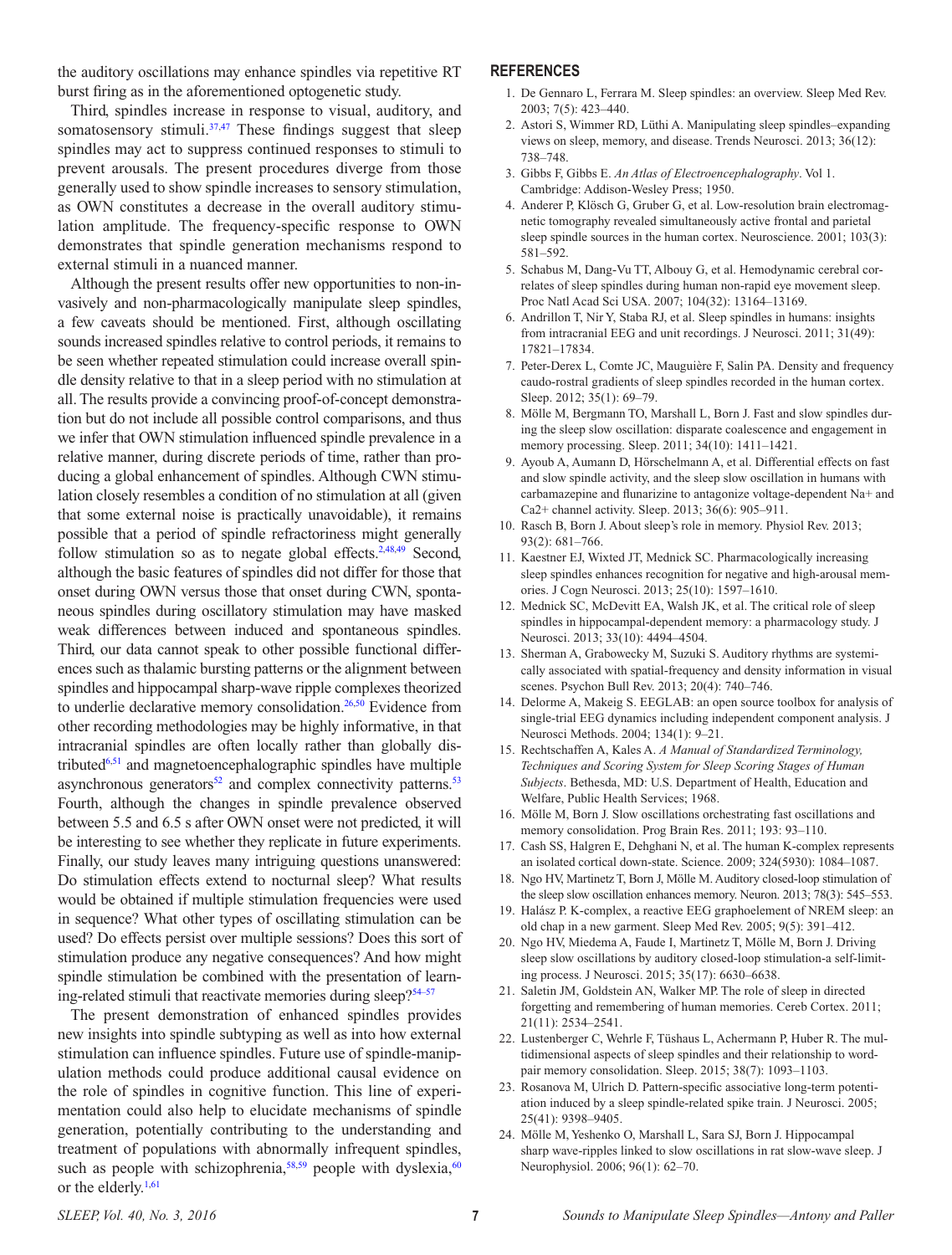the auditory oscillations may enhance spindles via repetitive RT burst firing as in the aforementioned optogenetic study.

Third, spindles increase in response to visual, auditory, and somatosensory stimuli.[37,47] These findings suggest that sleep spindles may act to suppress continued responses to stimuli to prevent arousals. The present procedures diverge from those generally used to show spindle increases to sensory stimulation, as OWN constitutes a decrease in the overall auditory stimulation amplitude. The frequency-specific response to OWN demonstrates that spindle generation mechanisms respond to external stimuli in a nuanced manner.

Although the present results offer new opportunities to non-invasively and non-pharmacologically manipulate sleep spindles, a few caveats should be mentioned. First, although oscillating sounds increased spindles relative to control periods, it remains to be seen whether repeated stimulation could increase overall spindle density relative to that in a sleep period with no stimulation at all. The results provide a convincing proof-of-concept demonstration but do not include all possible control comparisons, and thus we infer that OWN stimulation influenced spindle prevalence in a relative manner, during discrete periods of time, rather than producing a global enhancement of spindles. Although CWN stimulation closely resembles a condition of no stimulation at all (given that some external noise is practically unavoidable), it remains possible that a period of spindle refractoriness might generally follow stimulation so as to negate global effects.[2,48,49] Second, although the basic features of spindles did not differ for those that onset during OWN versus those that onset during CWN, spontaneous spindles during oscillatory stimulation may have masked weak differences between induced and spontaneous spindles. Third, our data cannot speak to other possible functional differences such as thalamic bursting patterns or the alignment between spindles and hippocampal sharp-wave ripple complexes theorized to underlie declarative memory consolidation.[26,50] Evidence from other recording methodologies may be highly informative, in that intracranial spindles are often locally rather than globally distributed[6,51] and magnetoencephalographic spindles have multiple asynchronous generators[52] and complex connectivity patterns.[53] Fourth, although the changes in spindle prevalence observed between 5.5 and 6.5 s after OWN onset were not predicted, it will be interesting to see whether they replicate in future experiments. Finally, our study leaves many intriguing questions unanswered: Do stimulation effects extend to nocturnal sleep? What results would be obtained if multiple stimulation frequencies were used in sequence? What other types of oscillating stimulation can be used? Do effects persist over multiple sessions? Does this sort of stimulation produce any negative consequences? And how might spindle stimulation be combined with the presentation of learning-related stimuli that reactivate memories during sleep?[54–57]

The present demonstration of enhanced spindles provides new insights into spindle subtyping as well as into how external stimulation can influence spindles. Future use of spindle-manipulation methods could produce additional causal evidence on the role of spindles in cognitive function. This line of experimentation could also help to elucidate mechanisms of spindle generation, potentially contributing to the understanding and treatment of populations with abnormally infrequent spindles, such as people with schizophrenia,[58,59] people with dyslexia,[60] or the elderly.[1,61]

## REFERENCES

1. De Gennaro L, Ferrara M. Sleep spindles: an overview. Sleep Med Rev. 2003; 7(5): 423–440.
2. Astori S, Wimmer RD, Lüthi A. Manipulating sleep spindles–expanding views on sleep, memory, and disease. Trends Neurosci. 2013; 36(12): 738–748.
3. Gibbs F, Gibbs E. *An Atlas of Electroencephalography*. Vol 1. Cambridge: Addison-Wesley Press; 1950.
4. Anderer P, Klösch G, Gruber G, et al. Low-resolution brain electromagnetic tomography revealed simultaneously active frontal and parietal sleep spindle sources in the human cortex. Neuroscience. 2001; 103(3): 581–592.
5. Schabus M, Dang-Vu TT, Albouy G, et al. Hemodynamic cerebral correlates of sleep spindles during human non-rapid eye movement sleep. Proc Natl Acad Sci USA. 2007; 104(32): 13164–13169.
6. Andrillon T, Nir Y, Staba RJ, et al. Sleep spindles in humans: insights from intracranial EEG and unit recordings. J Neurosci. 2011; 31(49): 17821–17834.
7. Peter-Derex L, Comte JC, Mauguière F, Salin PA. Density and frequency caudo-rostral gradients of sleep spindles recorded in the human cortex. Sleep. 2012; 35(1): 69–79.
8. Mölle M, Bergmann TO, Marshall L, Born J. Fast and slow spindles during the sleep slow oscillation: disparate coalescence and engagement in memory processing. Sleep. 2011; 34(10): 1411–1421.
9. Ayoub A, Aumann D, Hörschelmann A, et al. Differential effects on fast and slow spindle activity, and the sleep slow oscillation in humans with carbamazepine and flunarizine to antagonize voltage-dependent Na+ and Ca2+ channel activity. Sleep. 2013; 36(6): 905–911.
10. Rasch B, Born J. About sleep's role in memory. Physiol Rev. 2013; 93(2): 681–766.
11. Kaestner EJ, Wixted JT, Mednick SC. Pharmacologically increasing sleep spindles enhances recognition for negative and high-arousal memories. J Cogn Neurosci. 2013; 25(10): 1597–1610.
12. Mednick SC, McDevitt EA, Walsh JK, et al. The critical role of sleep spindles in hippocampal-dependent memory: a pharmacology study. J Neurosci. 2013; 33(10): 4494–4504.
13. Sherman A, Grabowecky M, Suzuki S. Auditory rhythms are systemically associated with spatial-frequency and density information in visual scenes. Psychon Bull Rev. 2013; 20(4): 740–746.
14. Delorme A, Makeig S. EEGLAB: an open source toolbox for analysis of single-trial EEG dynamics including independent component analysis. J Neurosci Methods. 2004; 134(1): 9–21.
15. Rechtschaffen A, Kales A. *A Manual of Standardized Terminology, Techniques and Scoring System for Sleep Scoring Stages of Human Subjects*. Bethesda, MD: U.S. Department of Health, Education and Welfare, Public Health Services; 1968.
16. Mölle M, Born J. Slow oscillations orchestrating fast oscillations and memory consolidation. Prog Brain Res. 2011; 193: 93–110.
17. Cash SS, Halgren E, Dehghani N, et al. The human K-complex represents an isolated cortical down-state. Science. 2009; 324(5930): 1084–1087.
18. Ngo HV, Martinetz T, Born J, Mölle M. Auditory closed-loop stimulation of the sleep slow oscillation enhances memory. Neuron. 2013; 78(3): 545–553.
19. Halász P. K-complex, a reactive EEG graphoelement of NREM sleep: an old chap in a new garment. Sleep Med Rev. 2005; 9(5): 391–412.
20. Ngo HV, Miedema A, Faude I, Martinetz T, Mölle M, Born J. Driving sleep slow oscillations by auditory closed-loop stimulation-a self-limiting process. J Neurosci. 2015; 35(17): 6630–6638.
21. Saletin JM, Goldstein AN, Walker MP. The role of sleep in directed forgetting and remembering of human memories. Cereb Cortex. 2011; 21(11): 2534–2541.
22. Lustenberger C, Wehrle F, Tüshaus L, Achermann P, Huber R. The multidimensional aspects of sleep spindles and their relationship to word-pair memory consolidation. Sleep. 2015; 38(7): 1093–1103.
23. Rosanova M, Ulrich D. Pattern-specific associative long-term potentiation induced by a sleep spindle-related spike train. J Neurosci. 2005; 25(41): 9398–9405.
24. Mölle M, Yeshenko O, Marshall L, Sara SJ, Born J. Hippocampal sharp wave-ripples linked to slow oscillations in rat slow-wave sleep. J Neurophysiol. 2006; 96(1): 62–70.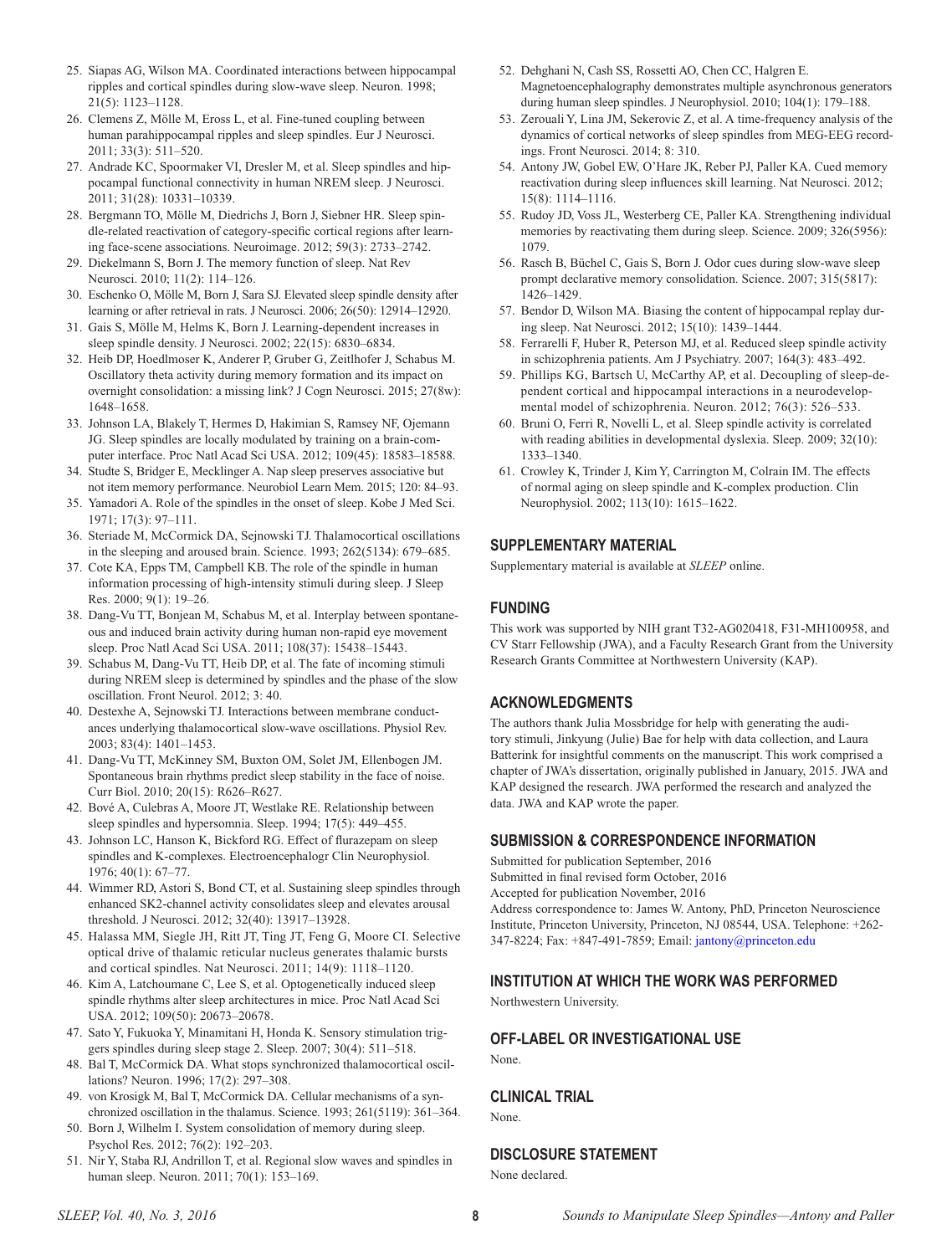25. Siapas AG, Wilson MA. Coordinated interactions between hippocampal ripples and cortical spindles during slow-wave sleep. Neuron. 1998; 21(5): 1123–1128.
26. Clemens Z, Mölle M, Eross L, et al. Fine-tuned coupling between human parahippocampal ripples and sleep spindles. Eur J Neurosci. 2011; 33(3): 511–520.
27. Andrade KC, Spoormaker VI, Dresler M, et al. Sleep spindles and hippocampal functional connectivity in human NREM sleep. J Neurosci. 2011; 31(28): 10331–10339.
28. Bergmann TO, Mölle M, Diedrichs J, Born J, Siebner HR. Sleep spindle-related reactivation of category-specific cortical regions after learning face-scene associations. Neuroimage. 2012; 59(3): 2733–2742.
29. Diekelmann S, Born J. The memory function of sleep. Nat Rev Neurosci. 2010; 11(2): 114–126.
30. Eschenko O, Mölle M, Born J, Sara SJ. Elevated sleep spindle density after learning or after retrieval in rats. J Neurosci. 2006; 26(50): 12914–12920.
31. Gais S, Mölle M, Helms K, Born J. Learning-dependent increases in sleep spindle density. J Neurosci. 2002; 22(15): 6830–6834.
32. Heib DP, Hoedlmoser K, Anderer P, Gruber G, Zeitlhofer J, Schabus M. Oscillatory theta activity during memory formation and its impact on overnight consolidation: a missing link? J Cogn Neurosci. 2015; 27(8w): 1648–1658.
33. Johnson LA, Blakely T, Hermes D, Hakimian S, Ramsey NF, Ojemann JG. Sleep spindles are locally modulated by training on a brain-computer interface. Proc Natl Acad Sci USA. 2012; 109(45): 18583–18588.
34. Studte S, Bridger E, Mecklinger A. Nap sleep preserves associative but not item memory performance. Neurobiol Learn Mem. 2015; 120: 84–93.
35. Yamadori A. Role of the spindles in the onset of sleep. Kobe J Med Sci. 1971; 17(3): 97–111.
36. Steriade M, McCormick DA, Sejnowski TJ. Thalamocortical oscillations in the sleeping and aroused brain. Science. 1993; 262(5134): 679–685.
37. Cote KA, Epps TM, Campbell KB. The role of the spindle in human information processing of high-intensity stimuli during sleep. J Sleep Res. 2000; 9(1): 19–26.
38. Dang-Vu TT, Bonjean M, Schabus M, et al. Interplay between spontaneous and induced brain activity during human non-rapid eye movement sleep. Proc Natl Acad Sci USA. 2011; 108(37): 15438–15443.
39. Schabus M, Dang-Vu TT, Heib DP, et al. The fate of incoming stimuli during NREM sleep is determined by spindles and the phase of the slow oscillation. Front Neurol. 2012; 3: 40.
40. Destexhe A, Sejnowski TJ. Interactions between membrane conductances underlying thalamocortical slow-wave oscillations. Physiol Rev. 2003; 83(4): 1401–1453.
41. Dang-Vu TT, McKinney SM, Buxton OM, Solet JM, Ellenbogen JM. Spontaneous brain rhythms predict sleep stability in the face of noise. Curr Biol. 2010; 20(15): R626–R627.
42. Bové A, Culebras A, Moore JT, Westlake RE. Relationship between sleep spindles and hypersomnia. Sleep. 1994; 17(5): 449–455.
43. Johnson LC, Hanson K, Bickford RG. Effect of flurazepam on sleep spindles and K-complexes. Electroencephalogr Clin Neurophysiol. 1976; 40(1): 67–77.
44. Wimmer RD, Astori S, Bond CT, et al. Sustaining sleep spindles through enhanced SK2-channel activity consolidates sleep and elevates arousal threshold. J Neurosci. 2012; 32(40): 13917–13928.
45. Halassa MM, Siegle JH, Ritt JT, Ting JT, Feng G, Moore CI. Selective optical drive of thalamic reticular nucleus generates thalamic bursts and cortical spindles. Nat Neurosci. 2011; 14(9): 1118–1120.
46. Kim A, Latchoumane C, Lee S, et al. Optogenetically induced sleep spindle rhythms alter sleep architectures in mice. Proc Natl Acad Sci USA. 2012; 109(50): 20673–20678.
47. Sato Y, Fukuoka Y, Minamitani H, Honda K. Sensory stimulation triggers spindles during sleep stage 2. Sleep. 2007; 30(4): 511–518.
48. Bal T, McCormick DA. What stops synchronized thalamocortical oscillations? Neuron. 1996; 17(2): 297–308.
49. von Krosigk M, Bal T, McCormick DA. Cellular mechanisms of a synchronized oscillation in the thalamus. Science. 1993; 261(5119): 361–364.
50. Born J, Wilhelm I. System consolidation of memory during sleep. Psychol Res. 2012; 76(2): 192–203.
51. Nir Y, Staba RJ, Andrillon T, et al. Regional slow waves and spindles in human sleep. Neuron. 2011; 70(1): 153–169.
52. Dehghani N, Cash SS, Rossetti AO, Chen CC, Halgren E. Magnetoencephalography demonstrates multiple asynchronous generators during human sleep spindles. J Neurophysiol. 2010; 104(1): 179–188.
53. Zerouali Y, Lina JM, Sekerovic Z, et al. A time-frequency analysis of the dynamics of cortical networks of sleep spindles from MEG-EEG recordings. Front Neurosci. 2014; 8: 310.
54. Antony JW, Gobel EW, O'Hare JK, Reber PJ, Paller KA. Cued memory reactivation during sleep influences skill learning. Nat Neurosci. 2012; 15(8): 1114–1116.
55. Rudoy JD, Voss JL, Westerberg CE, Paller KA. Strengthening individual memories by reactivating them during sleep. Science. 2009; 326(5956): 1079.
56. Rasch B, Büchel C, Gais S, Born J. Odor cues during slow-wave sleep prompt declarative memory consolidation. Science. 2007; 315(5817): 1426–1429.
57. Bendor D, Wilson MA. Biasing the content of hippocampal replay during sleep. Nat Neurosci. 2012; 15(10): 1439–1444.
58. Ferrarelli F, Huber R, Peterson MJ, et al. Reduced sleep spindle activity in schizophrenia patients. Am J Psychiatry. 2007; 164(3): 483–492.
59. Phillips KG, Bartsch U, McCarthy AP, et al. Decoupling of sleep-dependent cortical and hippocampal interactions in a neurodevelopmental model of schizophrenia. Neuron. 2012; 76(3): 526–533.
60. Bruni O, Ferri R, Novelli L, et al. Sleep spindle activity is correlated with reading abilities in developmental dyslexia. Sleep. 2009; 32(10): 1333–1340.
61. Crowley K, Trinder J, Kim Y, Carrington M, Colrain IM. The effects of normal aging on sleep spindle and K-complex production. Clin Neurophysiol. 2002; 113(10): 1615–1622.

## SUPPLEMENTARY MATERIAL

Supplementary material is available at *SLEEP* online.

## FUNDING

This work was supported by NIH grant T32-AG020418, F31-MH100958, and CV Starr Fellowship (JWA), and a Faculty Research Grant from the University Research Grants Committee at Northwestern University (KAP).

## ACKNOWLEDGMENTS

The authors thank Julia Mossbridge for help with generating the auditory stimuli, Jinkyung (Julie) Bae for help with data collection, and Laura Batterink for insightful comments on the manuscript. This work comprised a chapter of JWA's dissertation, originally published in January, 2015. JWA and KAP designed the research. JWA performed the research and analyzed the data. JWA and KAP wrote the paper.

## SUBMISSION & CORRESPONDENCE INFORMATION

Submitted for publication September, 2016
Submitted in final revised form October, 2016
Accepted for publication November, 2016
Address correspondence to: James W. Antony, PhD, Princeton Neuroscience Institute, Princeton University, Princeton, NJ 08544, USA. Telephone: +262-347-8224; Fax: +847-491-7859; Email: jantony@princeton.edu

## INSTITUTION AT WHICH THE WORK WAS PERFORMED

Northwestern University.

## OFF-LABEL OR INVESTIGATIONAL USE

None.

## CLINICAL TRIAL

None.

## DISCLOSURE STATEMENT

None declared.